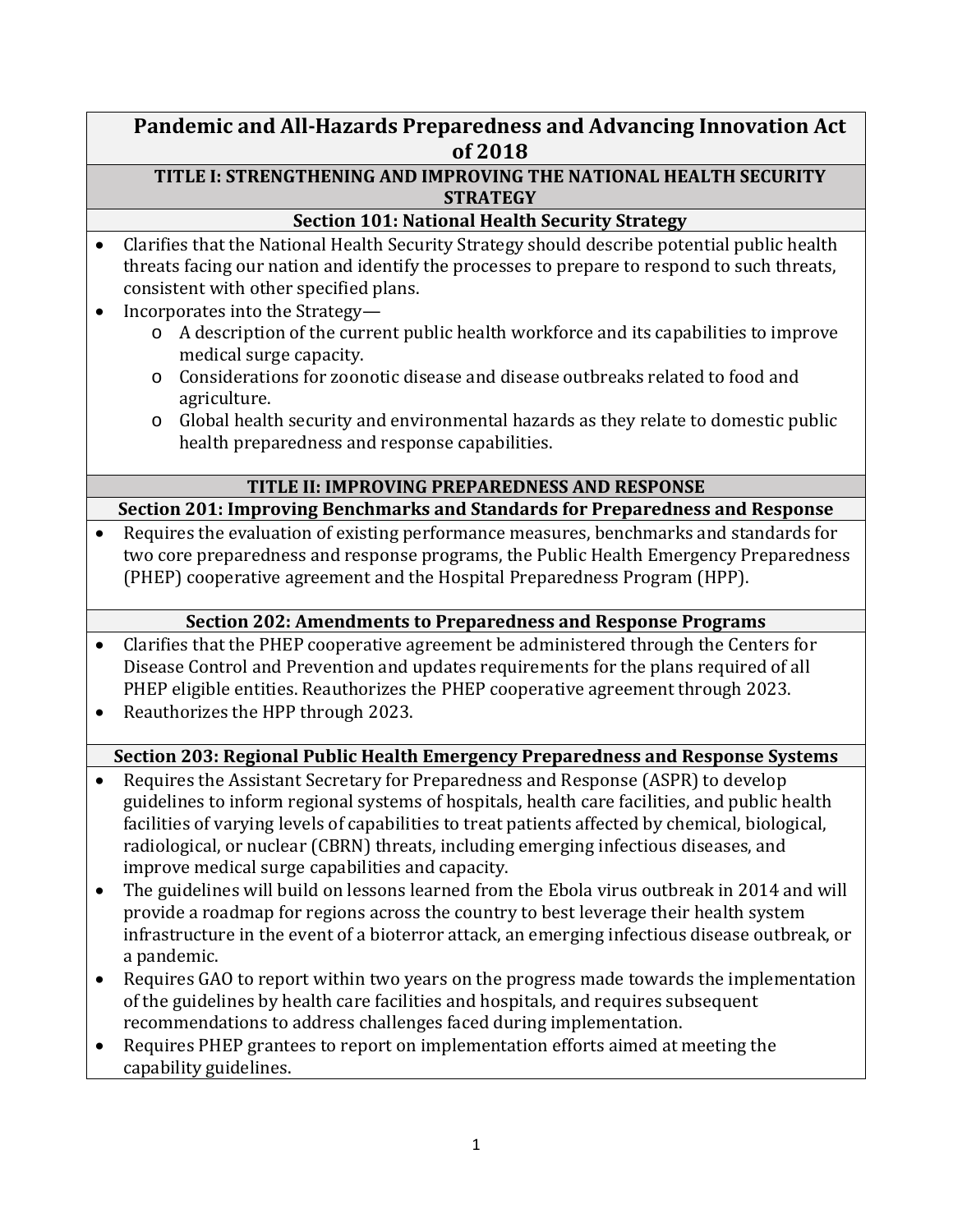# Pandemic and All-Hazards Preparedness and Advancing Innovation Act of 2018

## TITLE I: STRENGTHENING AND IMPROVING THE NATIONAL HEALTH SECURITY STRATEGY

### Section 101: National Health Security Strategy

- Clarifies that the National Health Security Strategy should describe potential public health threats facing our nation and identify the processes to prepare to respond to such threats, consistent with other specified plans.
- Incorporates into the Strategy—
    - A description of the current public health workforce and its capabilities to improve medical surge capacity.
    - Considerations for zoonotic disease and disease outbreaks related to food and agriculture.
    - Global health security and environmental hazards as they relate to domestic public health preparedness and response capabilities.

## TITLE II: IMPROVING PREPAREDNESS AND RESPONSE

### Section 201: Improving Benchmarks and Standards for Preparedness and Response

- Requires the evaluation of existing performance measures, benchmarks and standards for two core preparedness and response programs, the Public Health Emergency Preparedness (PHEP) cooperative agreement and the Hospital Preparedness Program (HPP).

### Section 202: Amendments to Preparedness and Response Programs

- Clarifies that the PHEP cooperative agreement be administered through the Centers for Disease Control and Prevention and updates requirements for the plans required of all PHEP eligible entities. Reauthorizes the PHEP cooperative agreement through 2023.
- Reauthorizes the HPP through 2023.

### Section 203: Regional Public Health Emergency Preparedness and Response Systems

- Requires the Assistant Secretary for Preparedness and Response (ASPR) to develop guidelines to inform regional systems of hospitals, health care facilities, and public health facilities of varying levels of capabilities to treat patients affected by chemical, biological, radiological, or nuclear (CBRN) threats, including emerging infectious diseases, and improve medical surge capabilities and capacity.
- The guidelines will build on lessons learned from the Ebola virus outbreak in 2014 and will provide a roadmap for regions across the country to best leverage their health system infrastructure in the event of a bioterror attack, an emerging infectious disease outbreak, or a pandemic.
- Requires GAO to report within two years on the progress made towards the implementation of the guidelines by health care facilities and hospitals, and requires subsequent recommendations to address challenges faced during implementation.
- Requires PHEP grantees to report on implementation efforts aimed at meeting the capability guidelines.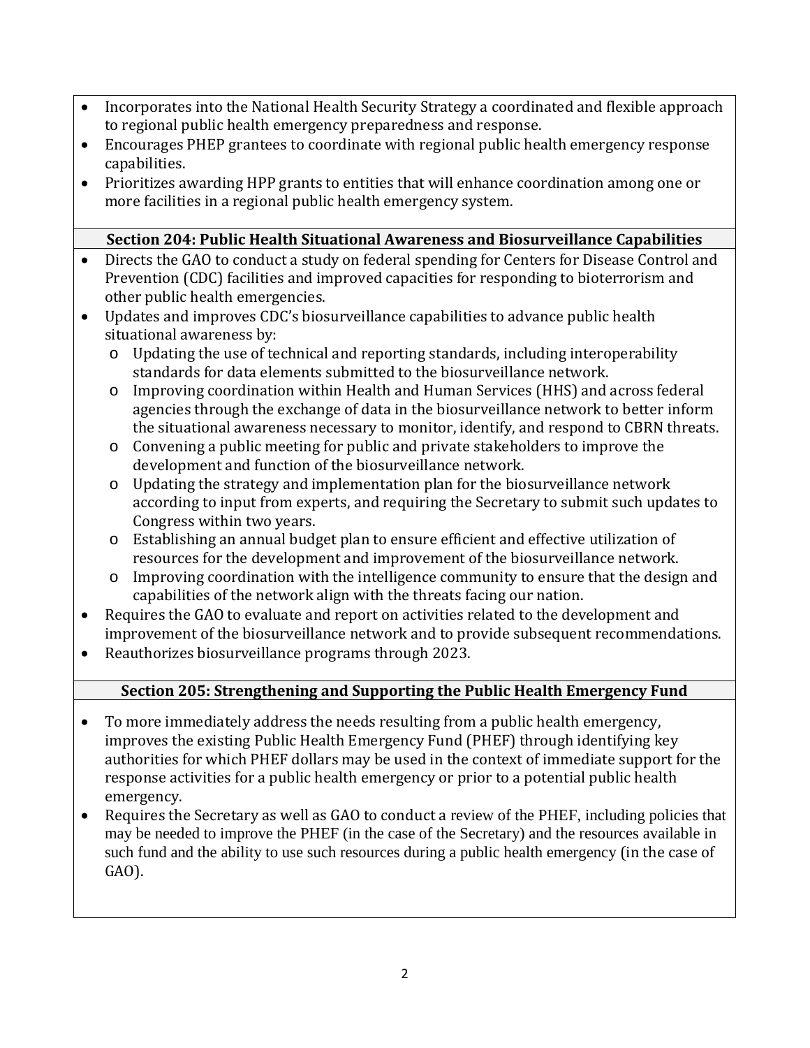- Incorporates into the National Health Security Strategy a coordinated and flexible approach to regional public health emergency preparedness and response.
- Encourages PHEP grantees to coordinate with regional public health emergency response capabilities.
- Prioritizes awarding HPP grants to entities that will enhance coordination among one or more facilities in a regional public health emergency system.

### Section 204: Public Health Situational Awareness and Biosurveillance Capabilities

- Directs the GAO to conduct a study on federal spending for Centers for Disease Control and Prevention (CDC) facilities and improved capacities for responding to bioterrorism and other public health emergencies.
- Updates and improves CDC's biosurveillance capabilities to advance public health situational awareness by:
  - Updating the use of technical and reporting standards, including interoperability standards for data elements submitted to the biosurveillance network.
  - Improving coordination within Health and Human Services (HHS) and across federal agencies through the exchange of data in the biosurveillance network to better inform the situational awareness necessary to monitor, identify, and respond to CBRN threats.
  - Convening a public meeting for public and private stakeholders to improve the development and function of the biosurveillance network.
  - Updating the strategy and implementation plan for the biosurveillance network according to input from experts, and requiring the Secretary to submit such updates to Congress within two years.
  - Establishing an annual budget plan to ensure efficient and effective utilization of resources for the development and improvement of the biosurveillance network.
  - Improving coordination with the intelligence community to ensure that the design and capabilities of the network align with the threats facing our nation.
- Requires the GAO to evaluate and report on activities related to the development and improvement of the biosurveillance network and to provide subsequent recommendations.
- Reauthorizes biosurveillance programs through 2023.

### Section 205: Strengthening and Supporting the Public Health Emergency Fund

- To more immediately address the needs resulting from a public health emergency, improves the existing Public Health Emergency Fund (PHEF) through identifying key authorities for which PHEF dollars may be used in the context of immediate support for the response activities for a public health emergency or prior to a potential public health emergency.
- Requires the Secretary as well as GAO to conduct a review of the PHEF, including policies that may be needed to improve the PHEF (in the case of the Secretary) and the resources available in such fund and the ability to use such resources during a public health emergency (in the case of GAO).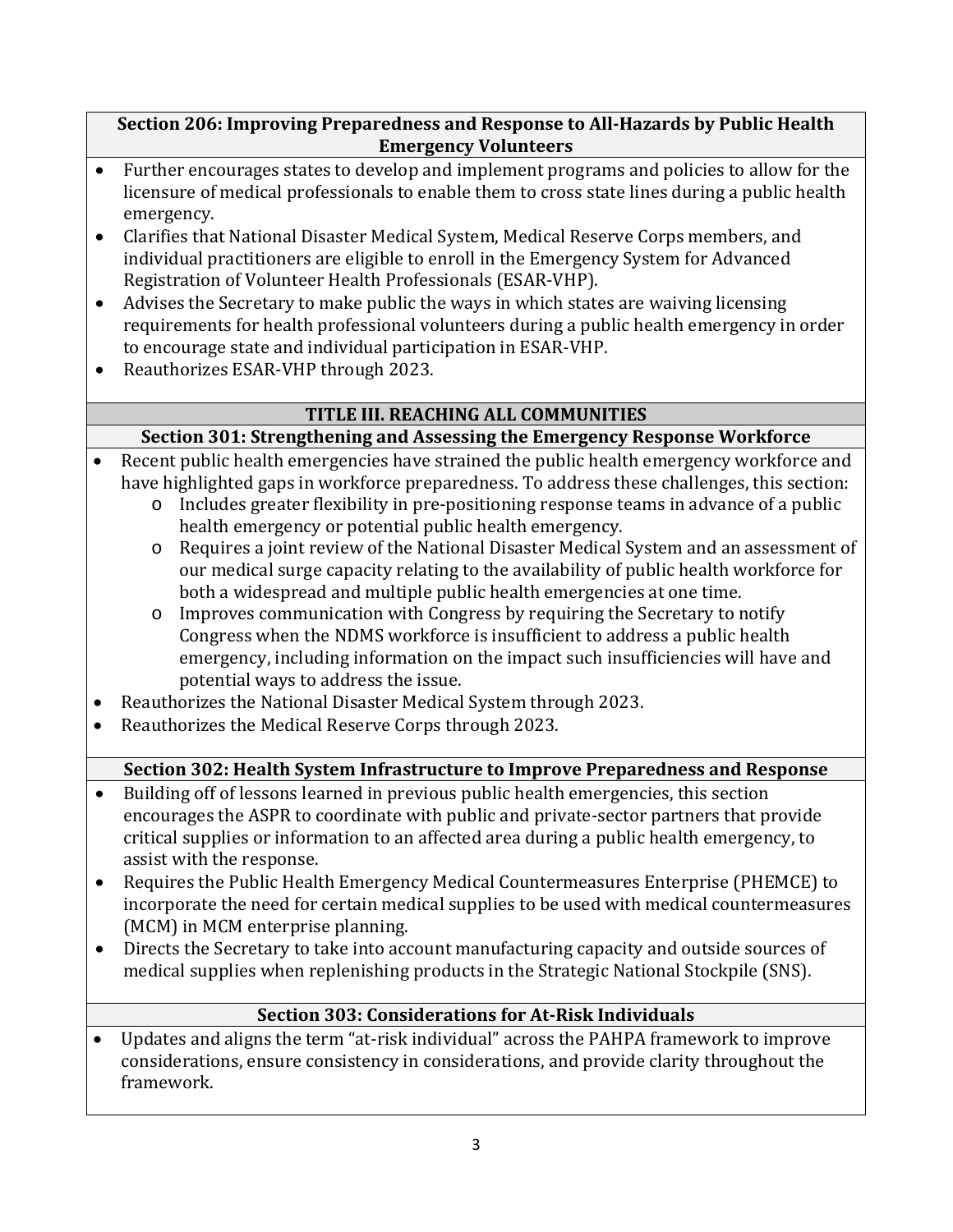### Section 206: Improving Preparedness and Response to All-Hazards by Public Health Emergency Volunteers

- Further encourages states to develop and implement programs and policies to allow for the licensure of medical professionals to enable them to cross state lines during a public health emergency.
- Clarifies that National Disaster Medical System, Medical Reserve Corps members, and individual practitioners are eligible to enroll in the Emergency System for Advanced Registration of Volunteer Health Professionals (ESAR-VHP).
- Advises the Secretary to make public the ways in which states are waiving licensing requirements for health professional volunteers during a public health emergency in order to encourage state and individual participation in ESAR-VHP.
- Reauthorizes ESAR-VHP through 2023.

## TITLE III. REACHING ALL COMMUNITIES

### Section 301: Strengthening and Assessing the Emergency Response Workforce

- Recent public health emergencies have strained the public health emergency workforce and have highlighted gaps in workforce preparedness. To address these challenges, this section:
  - Includes greater flexibility in pre-positioning response teams in advance of a public health emergency or potential public health emergency.
  - Requires a joint review of the National Disaster Medical System and an assessment of our medical surge capacity relating to the availability of public health workforce for both a widespread and multiple public health emergencies at one time.
  - Improves communication with Congress by requiring the Secretary to notify Congress when the NDMS workforce is insufficient to address a public health emergency, including information on the impact such insufficiencies will have and potential ways to address the issue.
- Reauthorizes the National Disaster Medical System through 2023.
- Reauthorizes the Medical Reserve Corps through 2023.

### Section 302: Health System Infrastructure to Improve Preparedness and Response

- Building off of lessons learned in previous public health emergencies, this section encourages the ASPR to coordinate with public and private-sector partners that provide critical supplies or information to an affected area during a public health emergency, to assist with the response.
- Requires the Public Health Emergency Medical Countermeasures Enterprise (PHEMCE) to incorporate the need for certain medical supplies to be used with medical countermeasures (MCM) in MCM enterprise planning.
- Directs the Secretary to take into account manufacturing capacity and outside sources of medical supplies when replenishing products in the Strategic National Stockpile (SNS).

### Section 303: Considerations for At-Risk Individuals

- Updates and aligns the term "at-risk individual" across the PAHPA framework to improve considerations, ensure consistency in considerations, and provide clarity throughout the framework.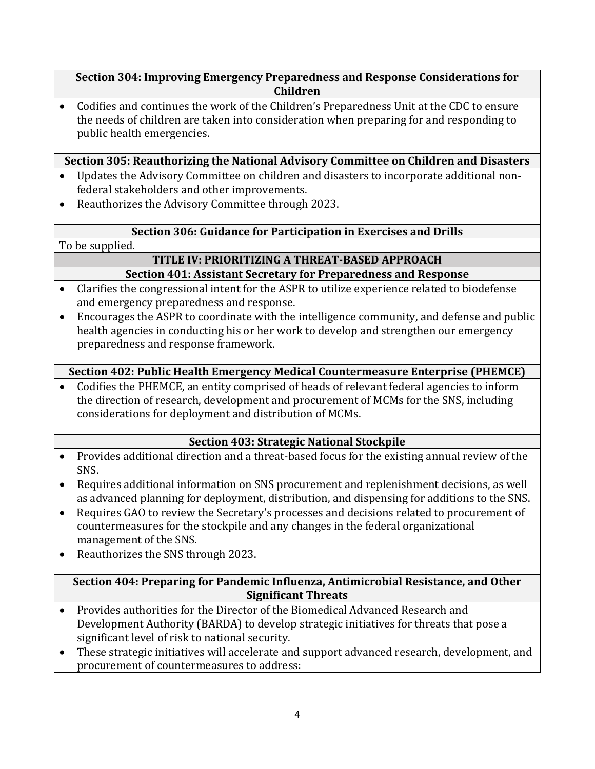### Section 304: Improving Emergency Preparedness and Response Considerations for Children

- Codifies and continues the work of the Children's Preparedness Unit at the CDC to ensure the needs of children are taken into consideration when preparing for and responding to public health emergencies.

### Section 305: Reauthorizing the National Advisory Committee on Children and Disasters

- Updates the Advisory Committee on children and disasters to incorporate additional non-federal stakeholders and other improvements.
- Reauthorizes the Advisory Committee through 2023.

### Section 306: Guidance for Participation in Exercises and Drills

To be supplied.

## TITLE IV: PRIORITIZING A THREAT-BASED APPROACH

### Section 401: Assistant Secretary for Preparedness and Response

- Clarifies the congressional intent for the ASPR to utilize experience related to biodefense and emergency preparedness and response.
- Encourages the ASPR to coordinate with the intelligence community, and defense and public health agencies in conducting his or her work to develop and strengthen our emergency preparedness and response framework.

### Section 402: Public Health Emergency Medical Countermeasure Enterprise (PHEMCE)

- Codifies the PHEMCE, an entity comprised of heads of relevant federal agencies to inform the direction of research, development and procurement of MCMs for the SNS, including considerations for deployment and distribution of MCMs.

### Section 403: Strategic National Stockpile

- Provides additional direction and a threat-based focus for the existing annual review of the SNS.
- Requires additional information on SNS procurement and replenishment decisions, as well as advanced planning for deployment, distribution, and dispensing for additions to the SNS.
- Requires GAO to review the Secretary's processes and decisions related to procurement of countermeasures for the stockpile and any changes in the federal organizational management of the SNS.
- Reauthorizes the SNS through 2023.

### Section 404: Preparing for Pandemic Influenza, Antimicrobial Resistance, and Other Significant Threats

- Provides authorities for the Director of the Biomedical Advanced Research and Development Authority (BARDA) to develop strategic initiatives for threats that pose a significant level of risk to national security.
- These strategic initiatives will accelerate and support advanced research, development, and procurement of countermeasures to address: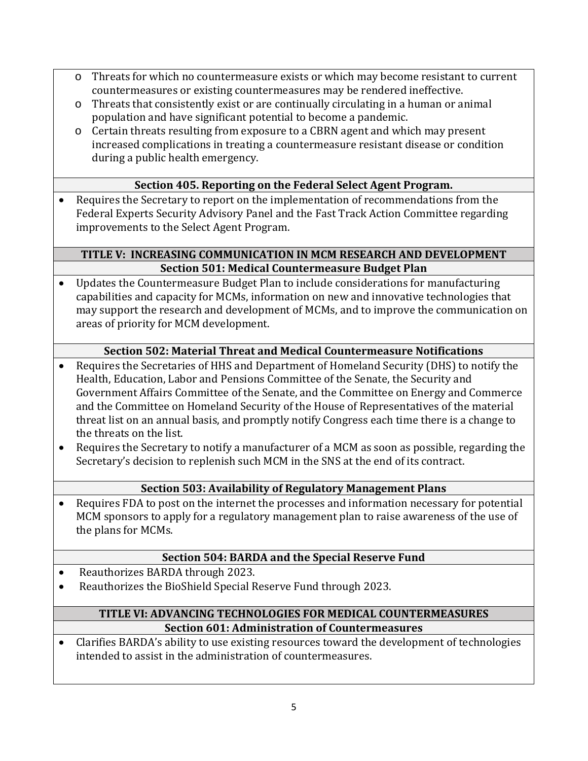- Threats for which no countermeasure exists or which may become resistant to current countermeasures or existing countermeasures may be rendered ineffective.
- Threats that consistently exist or are continually circulating in a human or animal population and have significant potential to become a pandemic.
- Certain threats resulting from exposure to a CBRN agent and which may present increased complications in treating a countermeasure resistant disease or condition during a public health emergency.

### Section 405. Reporting on the Federal Select Agent Program.

- Requires the Secretary to report on the implementation of recommendations from the Federal Experts Security Advisory Panel and the Fast Track Action Committee regarding improvements to the Select Agent Program.

## TITLE V: INCREASING COMMUNICATION IN MCM RESEARCH AND DEVELOPMENT

### Section 501: Medical Countermeasure Budget Plan

- Updates the Countermeasure Budget Plan to include considerations for manufacturing capabilities and capacity for MCMs, information on new and innovative technologies that may support the research and development of MCMs, and to improve the communication on areas of priority for MCM development.

### Section 502: Material Threat and Medical Countermeasure Notifications

- Requires the Secretaries of HHS and Department of Homeland Security (DHS) to notify the Health, Education, Labor and Pensions Committee of the Senate, the Security and Government Affairs Committee of the Senate, and the Committee on Energy and Commerce and the Committee on Homeland Security of the House of Representatives of the material threat list on an annual basis, and promptly notify Congress each time there is a change to the threats on the list.
- Requires the Secretary to notify a manufacturer of a MCM as soon as possible, regarding the Secretary's decision to replenish such MCM in the SNS at the end of its contract.

### Section 503: Availability of Regulatory Management Plans

- Requires FDA to post on the internet the processes and information necessary for potential MCM sponsors to apply for a regulatory management plan to raise awareness of the use of the plans for MCMs.

### Section 504: BARDA and the Special Reserve Fund

- Reauthorizes BARDA through 2023.
- Reauthorizes the BioShield Special Reserve Fund through 2023.

## TITLE VI: ADVANCING TECHNOLOGIES FOR MEDICAL COUNTERMEASURES

### Section 601: Administration of Countermeasures

- Clarifies BARDA's ability to use existing resources toward the development of technologies intended to assist in the administration of countermeasures.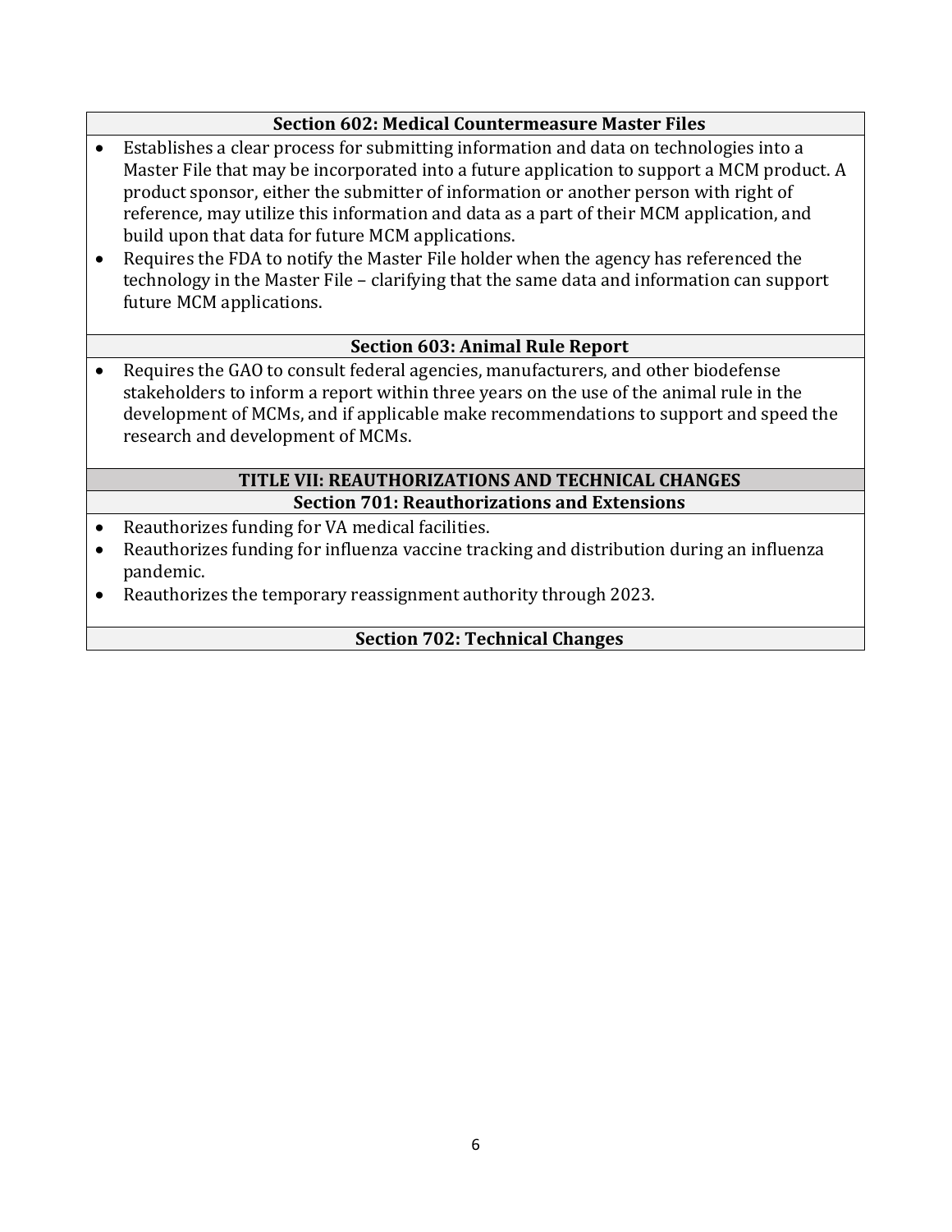### Section 602: Medical Countermeasure Master Files

- Establishes a clear process for submitting information and data on technologies into a Master File that may be incorporated into a future application to support a MCM product. A product sponsor, either the submitter of information or another person with right of reference, may utilize this information and data as a part of their MCM application, and build upon that data for future MCM applications.
- Requires the FDA to notify the Master File holder when the agency has referenced the technology in the Master File – clarifying that the same data and information can support future MCM applications.

### Section 603: Animal Rule Report

- Requires the GAO to consult federal agencies, manufacturers, and other biodefense stakeholders to inform a report within three years on the use of the animal rule in the development of MCMs, and if applicable make recommendations to support and speed the research and development of MCMs.

## TITLE VII: REAUTHORIZATIONS AND TECHNICAL CHANGES

### Section 701: Reauthorizations and Extensions

- Reauthorizes funding for VA medical facilities.
- Reauthorizes funding for influenza vaccine tracking and distribution during an influenza pandemic.
- Reauthorizes the temporary reassignment authority through 2023.

### Section 702: Technical Changes